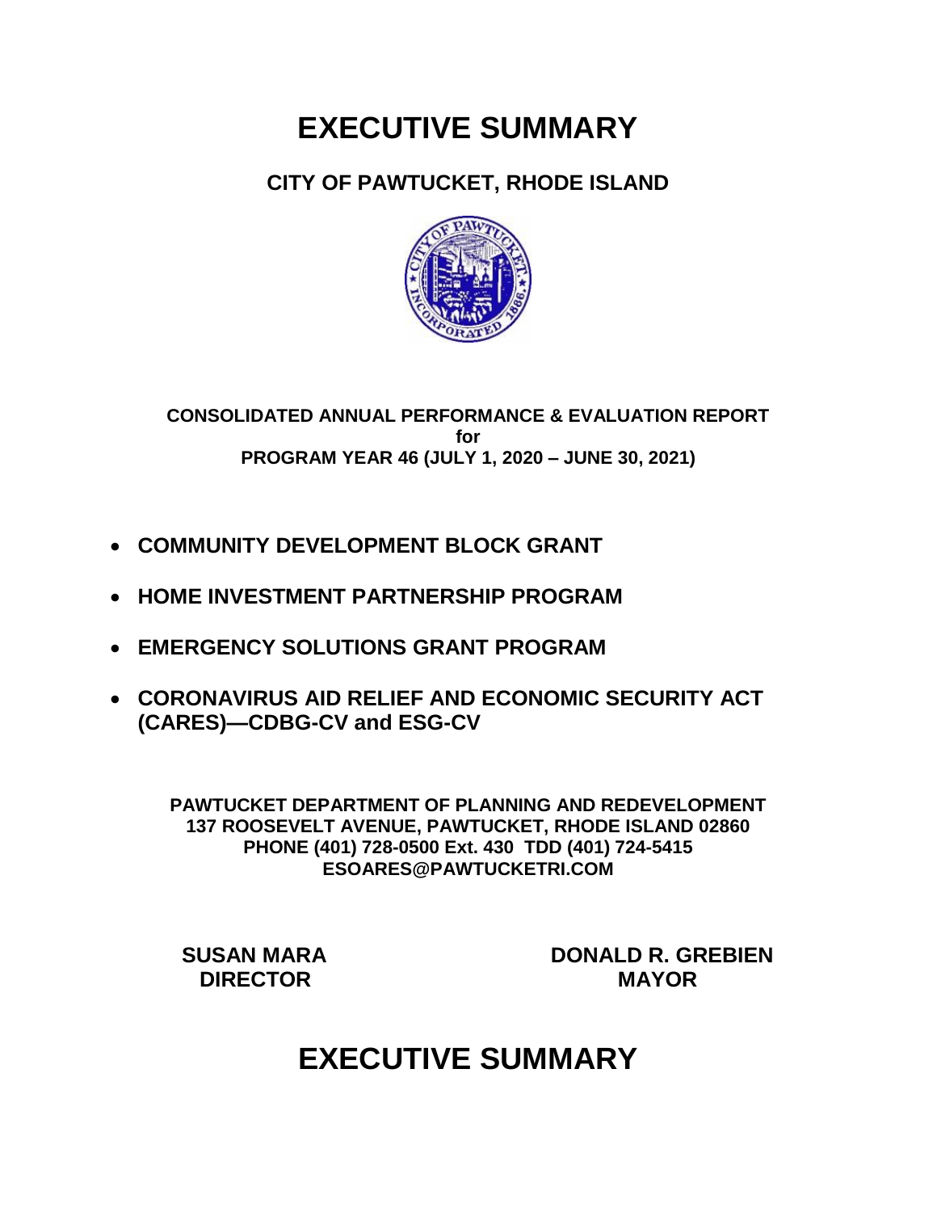# EXECUTIVE SUMMARY

## CITY OF PAWTUCKET, RHODE ISLAND

**CONSOLIDATED ANNUAL PERFORMANCE & EVALUATION REPORT**
**for**
**PROGRAM YEAR 46 (JULY 1, 2020 – JUNE 30, 2021)**

- **COMMUNITY DEVELOPMENT BLOCK GRANT**
- **HOME INVESTMENT PARTNERSHIP PROGRAM**
- **EMERGENCY SOLUTIONS GRANT PROGRAM**
- **CORONAVIRUS AID RELIEF AND ECONOMIC SECURITY ACT (CARES)—CDBG-CV and ESG-CV**

**PAWTUCKET DEPARTMENT OF PLANNING AND REDEVELOPMENT**
**137 ROOSEVELT AVENUE, PAWTUCKET, RHODE ISLAND 02860**
**PHONE (401) 728-0500 Ext. 430 TDD (401) 724-5415**
**ESOARES@PAWTUCKETRI.COM**

**SUSAN MARA**
**DIRECTOR**

**DONALD R. GREBIEN**
**MAYOR**

# EXECUTIVE SUMMARY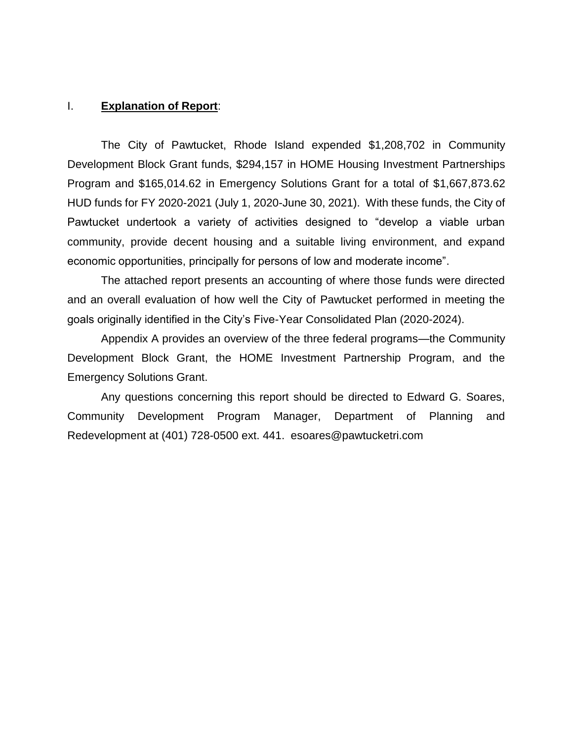## I. **Explanation of Report**:

The City of Pawtucket, Rhode Island expended $1,208,702 in Community Development Block Grant funds, $294,157 in HOME Housing Investment Partnerships Program and $165,014.62 in Emergency Solutions Grant for a total of $1,667,873.62 HUD funds for FY 2020-2021 (July 1, 2020-June 30, 2021). With these funds, the City of Pawtucket undertook a variety of activities designed to "develop a viable urban community, provide decent housing and a suitable living environment, and expand economic opportunities, principally for persons of low and moderate income".

The attached report presents an accounting of where those funds were directed and an overall evaluation of how well the City of Pawtucket performed in meeting the goals originally identified in the City's Five-Year Consolidated Plan (2020-2024).

Appendix A provides an overview of the three federal programs—the Community Development Block Grant, the HOME Investment Partnership Program, and the Emergency Solutions Grant.

Any questions concerning this report should be directed to Edward G. Soares, Community Development Program Manager, Department of Planning and Redevelopment at (401) 728-0500 ext. 441. esoares@pawtucketri.com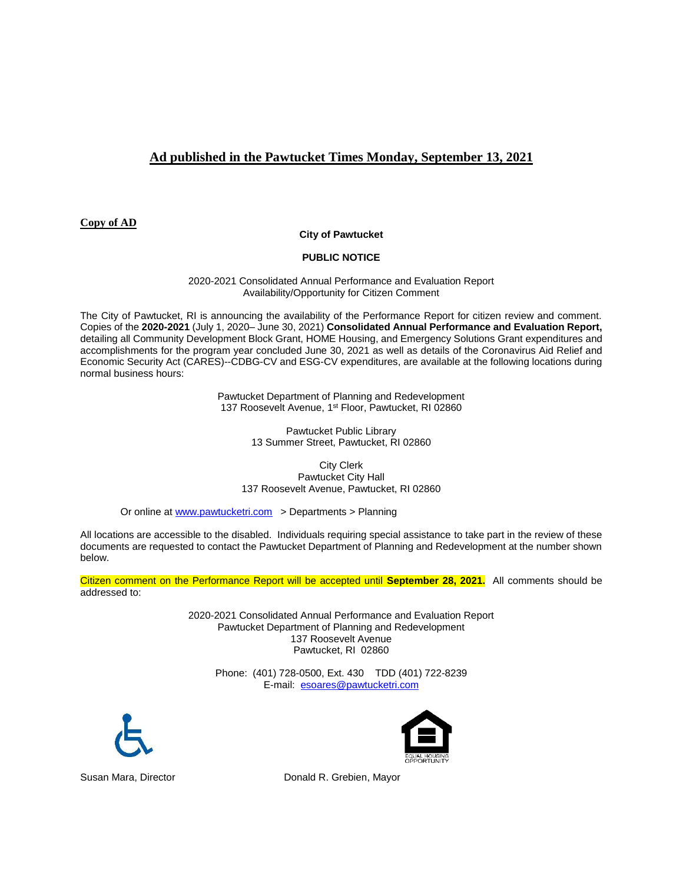# Ad published in the Pawtucket Times Monday, September 13, 2021

**Copy of AD**

**City of Pawtucket**

**PUBLIC NOTICE**

2020-2021 Consolidated Annual Performance and Evaluation Report
Availability/Opportunity for Citizen Comment

The City of Pawtucket, RI is announcing the availability of the Performance Report for citizen review and comment. Copies of the **2020-2021** (July 1, 2020– June 30, 2021) **Consolidated Annual Performance and Evaluation Report,** detailing all Community Development Block Grant, HOME Housing, and Emergency Solutions Grant expenditures and accomplishments for the program year concluded June 30, 2021 as well as details of the Coronavirus Aid Relief and Economic Security Act (CARES)--CDBG-CV and ESG-CV expenditures, are available at the following locations during normal business hours:

Pawtucket Department of Planning and Redevelopment
137 Roosevelt Avenue, 1st Floor, Pawtucket, RI 02860

Pawtucket Public Library
13 Summer Street, Pawtucket, RI 02860

City Clerk
Pawtucket City Hall
137 Roosevelt Avenue, Pawtucket, RI 02860

Or online at www.pawtucketri.com > Departments > Planning

All locations are accessible to the disabled. Individuals requiring special assistance to take part in the review of these documents are requested to contact the Pawtucket Department of Planning and Redevelopment at the number shown below.

Citizen comment on the Performance Report will be accepted until **September 28, 2021.** All comments should be addressed to:

2020-2021 Consolidated Annual Performance and Evaluation Report
Pawtucket Department of Planning and Redevelopment
137 Roosevelt Avenue
Pawtucket, RI 02860

Phone: (401) 728-0500, Ext. 430 TDD (401) 722-8239
E-mail: esoares@pawtucketri.com

EQUAL HOUSING OPPORTUNITY

Susan Mara, Director

Donald R. Grebien, Mayor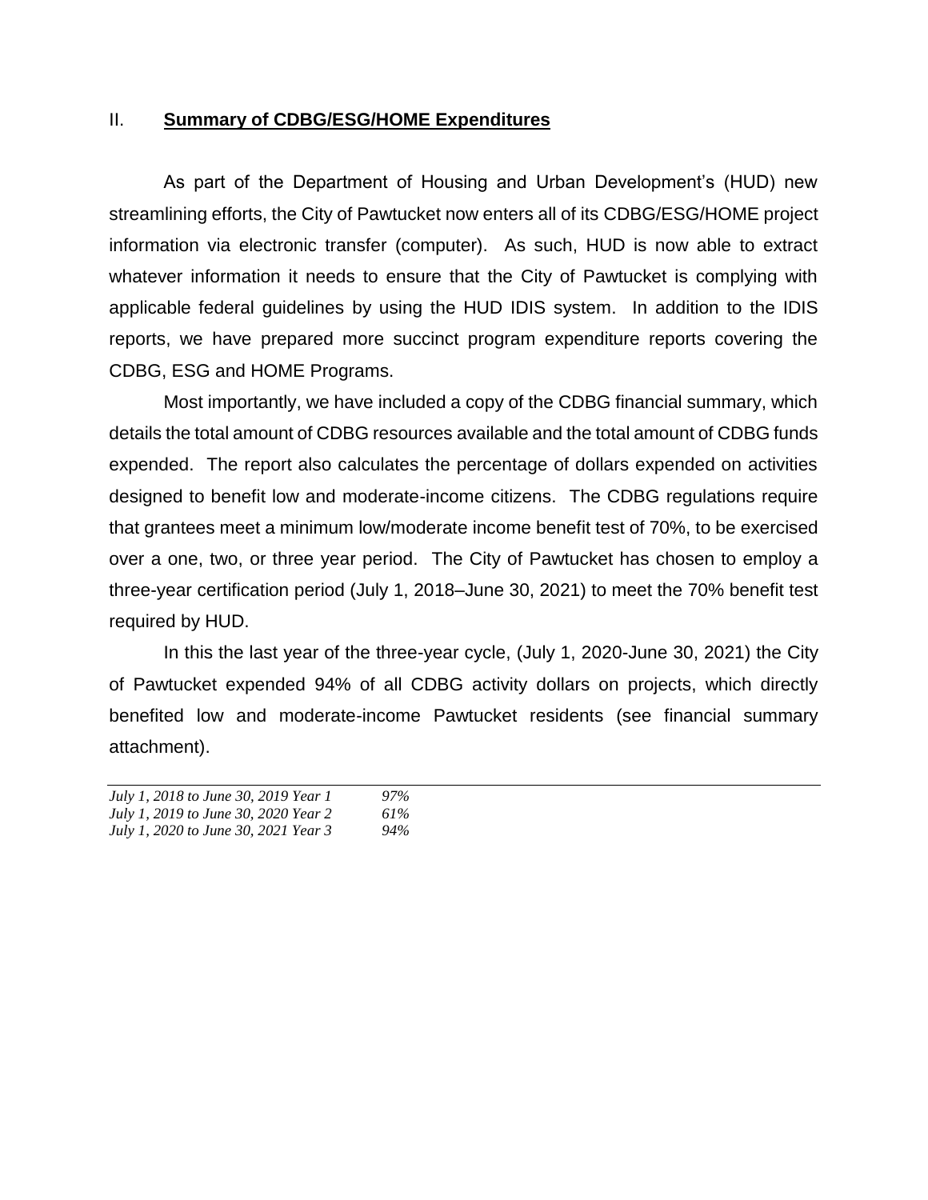## II. **Summary of CDBG/ESG/HOME Expenditures**

As part of the Department of Housing and Urban Development's (HUD) new streamlining efforts, the City of Pawtucket now enters all of its CDBG/ESG/HOME project information via electronic transfer (computer). As such, HUD is now able to extract whatever information it needs to ensure that the City of Pawtucket is complying with applicable federal guidelines by using the HUD IDIS system. In addition to the IDIS reports, we have prepared more succinct program expenditure reports covering the CDBG, ESG and HOME Programs.

Most importantly, we have included a copy of the CDBG financial summary, which details the total amount of CDBG resources available and the total amount of CDBG funds expended. The report also calculates the percentage of dollars expended on activities designed to benefit low and moderate-income citizens. The CDBG regulations require that grantees meet a minimum low/moderate income benefit test of 70%, to be exercised over a one, two, or three year period. The City of Pawtucket has chosen to employ a three-year certification period (July 1, 2018–June 30, 2021) to meet the 70% benefit test required by HUD.

In this the last year of the three-year cycle, (July 1, 2020-June 30, 2021) the City of Pawtucket expended 94% of all CDBG activity dollars on projects, which directly benefited low and moderate-income Pawtucket residents (see financial summary attachment).

*July 1, 2018 to June 30, 2019 Year 1* *97%*
*July 1, 2019 to June 30, 2020 Year 2* *61%*
*July 1, 2020 to June 30, 2021 Year 3* *94%*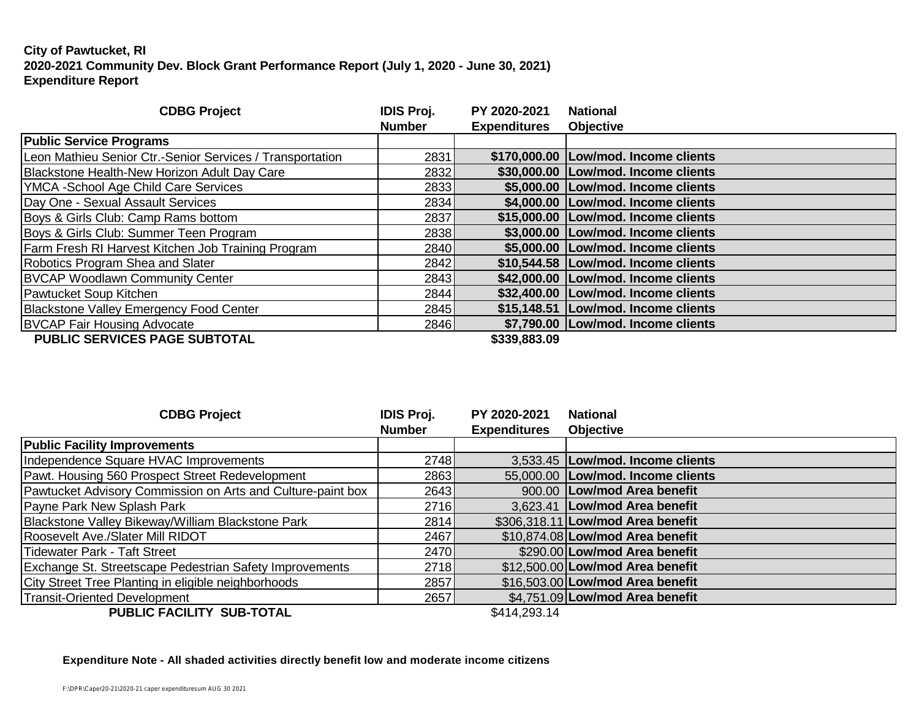**City of Pawtucket, RI**
**2020-2021 Community Dev. Block Grant Performance Report (July 1, 2020 - June 30, 2021)**
**Expenditure Report**

| CDBG Project | IDIS Proj. Number | PY 2020-2021 Expenditures | National Objective |
|---|---|---|---|
| **Public Service Programs** | | | |
| Leon Mathieu Senior Ctr.-Senior Services / Transportation | 2831 | **$170,000.00** | **Low/mod. Income clients** |
| Blackstone Health-New Horizon Adult Day Care | 2832 | **$30,000.00** | **Low/mod. Income clients** |
| YMCA -School Age Child Care Services | 2833 | **$5,000.00** | **Low/mod. Income clients** |
| Day One - Sexual Assault Services | 2834 | **$4,000.00** | **Low/mod. Income clients** |
| Boys & Girls Club: Camp Rams bottom | 2837 | **$15,000.00** | **Low/mod. Income clients** |
| Boys & Girls Club: Summer Teen Program | 2838 | **$3,000.00** | **Low/mod. Income clients** |
| Farm Fresh RI Harvest Kitchen Job Training Program | 2840 | **$5,000.00** | **Low/mod. Income clients** |
| Robotics Program Shea and Slater | 2842 | **$10,544.58** | **Low/mod. Income clients** |
| BVCAP Woodlawn Community Center | 2843 | **$42,000.00** | **Low/mod. Income clients** |
| Pawtucket Soup Kitchen | 2844 | **$32,400.00** | **Low/mod. Income clients** |
| Blackstone Valley Emergency Food Center | 2845 | **$15,148.51** | **Low/mod. Income clients** |
| BVCAP Fair Housing Advocate | 2846 | **$7,790.00** | **Low/mod. Income clients** |
| **PUBLIC SERVICES PAGE SUBTOTAL** | | **$339,883.09** | |

| CDBG Project | IDIS Proj. Number | PY 2020-2021 Expenditures | National Objective |
|---|---|---|---|
| **Public Facility Improvements** | | | |
| Independence Square HVAC Improvements | 2748 | 3,533.45 | **Low/mod. Income clients** |
| Pawt. Housing 560 Prospect Street Redevelopment | 2863 | 55,000.00 | **Low/mod. Income clients** |
| Pawtucket Advisory Commission on Arts and Culture-paint box | 2643 | 900.00 | **Low/mod Area benefit** |
| Payne Park New Splash Park | 2716 | 3,623.41 | **Low/mod Area benefit** |
| Blackstone Valley Bikeway/William Blackstone Park | 2814 | $306,318.11 | **Low/mod Area benefit** |
| Roosevelt Ave./Slater Mill RIDOT | 2467 | $10,874.08 | **Low/mod Area benefit** |
| Tidewater Park - Taft Street | 2470 | $290.00 | **Low/mod Area benefit** |
| Exchange St. Streetscape Pedestrian Safety Improvements | 2718 | $12,500.00 | **Low/mod Area benefit** |
| City Street Tree Planting in eligible neighborhoods | 2857 | $16,503.00 | **Low/mod Area benefit** |
| Transit-Oriented Development | 2657 | $4,751.09 | **Low/mod Area benefit** |
| **PUBLIC FACILITY SUB-TOTAL** | | $414,293.14 | |

**Expenditure Note - All shaded activities directly benefit low and moderate income citizens**

F:\DPR\Caper20-21\2020-21 caper expendituresum AUG 30 2021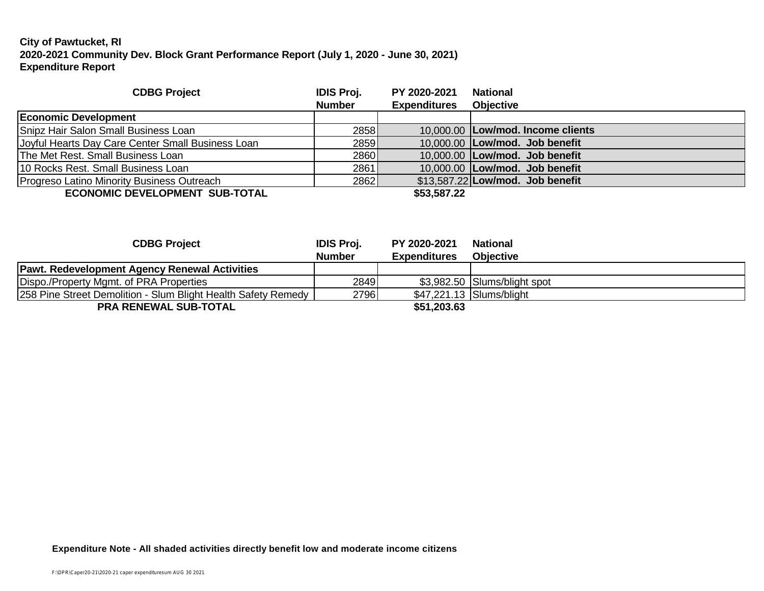**City of Pawtucket, RI**
**2020-2021 Community Dev. Block Grant Performance Report (July 1, 2020 - June 30, 2021)**
**Expenditure Report**

| CDBG Project | IDIS Proj. Number | PY 2020-2021 Expenditures | National Objective |
|---|---|---|---|
| **Economic Development** | | | |
| Snipz Hair Salon Small Business Loan | 2858 | 10,000.00 | **Low/mod. Income clients** |
| Joyful Hearts Day Care Center Small Business Loan | 2859 | 10,000.00 | **Low/mod. Job benefit** |
| The Met Rest. Small Business Loan | 2860 | 10,000.00 | **Low/mod. Job benefit** |
| 10 Rocks Rest. Small Business Loan | 2861 | 10,000.00 | **Low/mod. Job benefit** |
| Progreso Latino Minority Business Outreach | 2862 | $13,587.22 | **Low/mod. Job benefit** |
| **ECONOMIC DEVELOPMENT SUB-TOTAL** | | **$53,587.22** | |

| CDBG Project | IDIS Proj. Number | PY 2020-2021 Expenditures | National Objective |
|---|---|---|---|
| **Pawt. Redevelopment Agency Renewal Activities** | | | |
| Dispo./Property Mgmt. of PRA Properties | 2849 | $3,982.50 | Slums/blight spot |
| 258 Pine Street Demolition - Slum Blight Health Safety Remedy | 2796 | $47,221.13 | Slums/blight |
| **PRA RENEWAL SUB-TOTAL** | | **$51,203.63** | |

**Expenditure Note - All shaded activities directly benefit low and moderate income citizens**

F:\DPR\Caper20-21\2020-21 caper expendituresum AUG 30 2021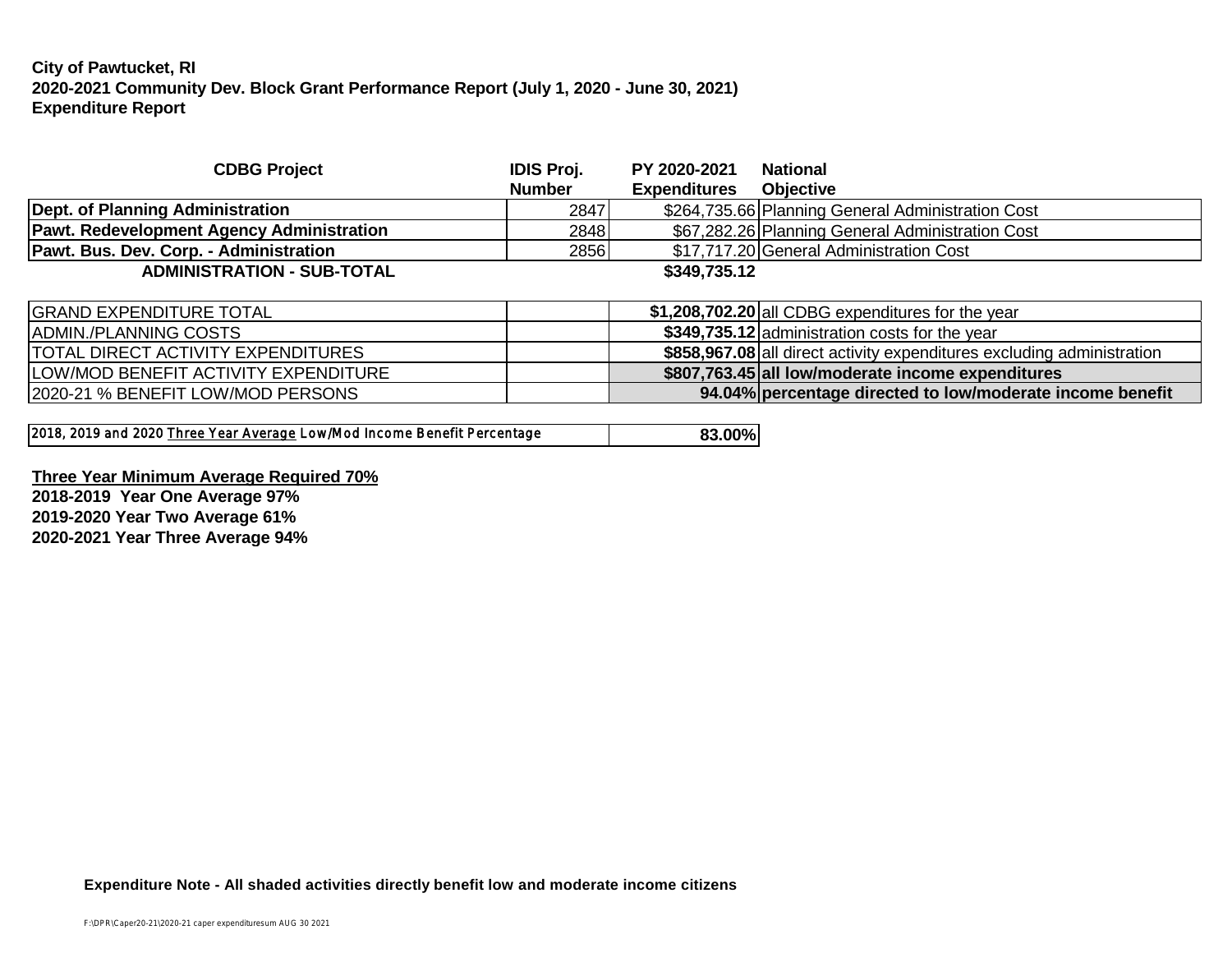**City of Pawtucket, RI**
**2020-2021 Community Dev. Block Grant Performance Report (July 1, 2020 - June 30, 2021)**
**Expenditure Report**

| CDBG Project | IDIS Proj. Number | PY 2020-2021 Expenditures | National Objective |
|---|---|---|---|
| **Dept. of Planning Administration** | 2847 | $264,735.66 | Planning General Administration Cost |
| **Pawt. Redevelopment Agency Administration** | 2848 | $67,282.26 | Planning General Administration Cost |
| **Pawt. Bus. Dev. Corp. - Administration** | 2856 | $17,717.20 | General Administration Cost |
| **ADMINISTRATION - SUB-TOTAL** | | **$349,735.12** | |

| | | | |
|---|---|---|---|
| GRAND EXPENDITURE TOTAL | | **$1,208,702.20** | all CDBG expenditures for the year |
| ADMIN./PLANNING COSTS | | **$349,735.12** | administration costs for the year |
| TOTAL DIRECT ACTIVITY EXPENDITURES | | **$858,967.08** | all direct activity expenditures excluding administration |
| LOW/MOD BENEFIT ACTIVITY EXPENDITURE | | **$807,763.45** | **all low/moderate income expenditures** |
| 2020-21 % BENEFIT LOW/MOD PERSONS | | **94.04%** | **percentage directed to low/moderate income benefit** |

| | |
|---|---|
| 2018, 2019 and 2020 Three Year Average Low/Mod Income Benefit Percentage | **83.00%** |

**Three Year Minimum Average Required 70%**
**2018-2019 Year One Average 97%**
**2019-2020 Year Two Average 61%**
**2020-2021 Year Three Average 94%**

**Expenditure Note - All shaded activities directly benefit low and moderate income citizens**

F:\DPR\Caper20-21\2020-21 caper expendituresum AUG 30 2021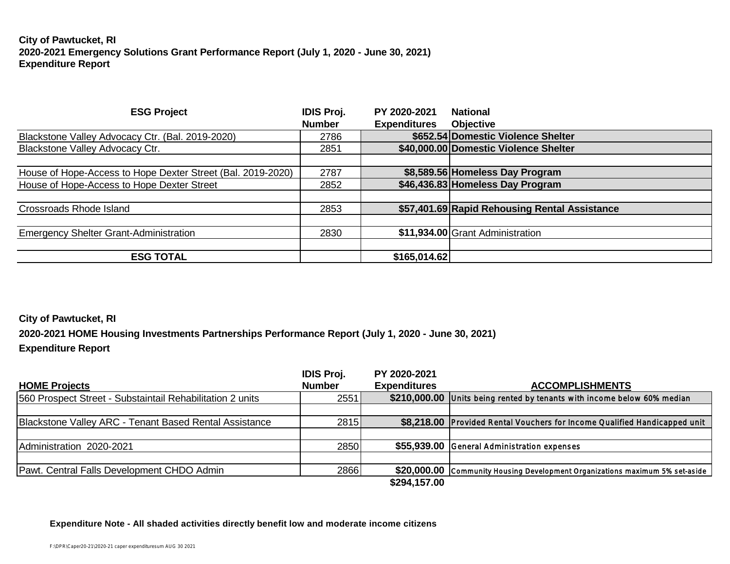**City of Pawtucket, RI**
**2020-2021 Emergency Solutions Grant Performance Report (July 1, 2020 - June 30, 2021)**
**Expenditure Report**

| ESG Project | IDIS Proj. Number | PY 2020-2021 Expenditures | National Objective |
|---|---|---|---|
| Blackstone Valley Advocacy Ctr. (Bal. 2019-2020) | 2786 | **$652.54** | **Domestic Violence Shelter** |
| Blackstone Valley Advocacy Ctr. | 2851 | **$40,000.00** | **Domestic Violence Shelter** |
| | | | |
| House of Hope-Access to Hope Dexter Street (Bal. 2019-2020) | 2787 | **$8,589.56** | **Homeless Day Program** |
| House of Hope-Access to Hope Dexter Street | 2852 | **$46,436.83** | **Homeless Day Program** |
| | | | |
| Crossroads Rhode Island | 2853 | **$57,401.69** | **Rapid Rehousing Rental Assistance** |
| | | | |
| Emergency Shelter Grant-Administration | 2830 | **$11,934.00** | Grant Administration |
| | | | |
| **ESG TOTAL** | | **$165,014.62** | |

**City of Pawtucket, RI**

**2020-2021 HOME Housing Investments Partnerships Performance Report (July 1, 2020 - June 30, 2021)**

**Expenditure Report**

| HOME Projects | IDIS Proj. Number | PY 2020-2021 Expenditures | ACCOMPLISHMENTS |
|---|---|---|---|
| 560 Prospect Street - Substaintail Rehabilitation 2 units | 2551 | **$210,000.00** | Units being rented by tenants with income below 60% median |
| | | | |
| Blackstone Valley ARC - Tenant Based Rental Assistance | 2815 | **$8,218.00** | Provided Rental Vouchers for Income Qualified Handicapped unit |
| | | | |
| Administration 2020-2021 | 2850 | **$55,939.00** | General Administration expenses |
| | | | |
| Pawt. Central Falls Development CHDO Admin | 2866 | **$20,000.00** | Community Housing Development Organizations maximum 5% set-aside |
| | | **$294,157.00** | |

**Expenditure Note - All shaded activities directly benefit low and moderate income citizens**

F:\DPR\Caper20-21\2020-21 caper expendituresum AUG 30 2021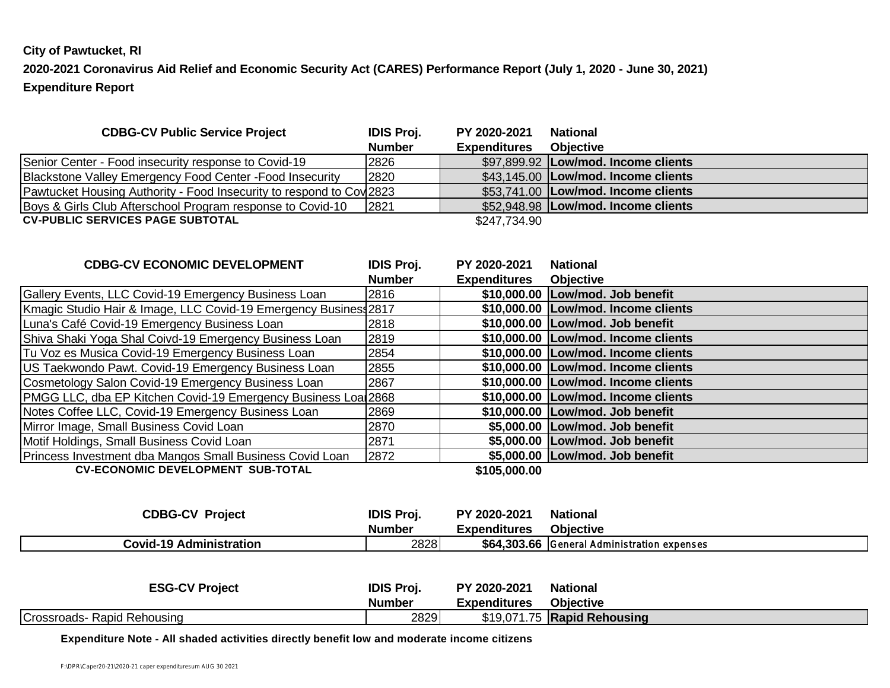**City of Pawtucket, RI**

**2020-2021 Coronavirus Aid Relief and Economic Security Act (CARES) Performance Report (July 1, 2020 - June 30, 2021)**

**Expenditure Report**

| CDBG-CV Public Service Project | IDIS Proj. Number | PY 2020-2021 Expenditures | National Objective |
|---|---|---|---|
| Senior Center - Food insecurity response to Covid-19 | 2826 | $97,899.92 | **Low/mod. Income clients** |
| Blackstone Valley Emergency Food Center -Food Insecurity | 2820 | $43,145.00 | **Low/mod. Income clients** |
| Pawtucket Housing Authority - Food Insecurity to respond to Cov | 2823 | $53,741.00 | **Low/mod. Income clients** |
| Boys & Girls Club Afterschool Program response to Covid-10 | 2821 | $52,948.98 | **Low/mod. Income clients** |
| **CV-PUBLIC SERVICES PAGE SUBTOTAL** | | $247,734.90 | |

| CDBG-CV ECONOMIC DEVELOPMENT | IDIS Proj. Number | PY 2020-2021 Expenditures | National Objective |
|---|---|---|---|
| Gallery Events, LLC Covid-19 Emergency Business Loan | 2816 | **$10,000.00** | **Low/mod. Job benefit** |
| Kmagic Studio Hair & Image, LLC Covid-19 Emergency Business | 2817 | **$10,000.00** | **Low/mod. Income clients** |
| Luna's Café Covid-19 Emergency Business Loan | 2818 | **$10,000.00** | **Low/mod. Job benefit** |
| Shiva Shaki Yoga Shal Coivd-19 Emergency Business Loan | 2819 | **$10,000.00** | **Low/mod. Income clients** |
| Tu Voz es Musica Covid-19 Emergency Business Loan | 2854 | **$10,000.00** | **Low/mod. Income clients** |
| US Taekwondo Pawt. Covid-19 Emergency Business Loan | 2855 | **$10,000.00** | **Low/mod. Income clients** |
| Cosmetology Salon Covid-19 Emergency Business Loan | 2867 | **$10,000.00** | **Low/mod. Income clients** |
| PMGG LLC, dba EP Kitchen Covid-19 Emergency Business Loa | 2868 | **$10,000.00** | **Low/mod. Income clients** |
| Notes Coffee LLC, Covid-19 Emergency Business Loan | 2869 | **$10,000.00** | **Low/mod. Job benefit** |
| Mirror Image, Small Business Covid Loan | 2870 | **$5,000.00** | **Low/mod. Job benefit** |
| Motif Holdings, Small Business Covid Loan | 2871 | **$5,000.00** | **Low/mod. Job benefit** |
| Princess Investment dba Mangos Small Business Covid Loan | 2872 | **$5,000.00** | **Low/mod. Job benefit** |
| **CV-ECONOMIC DEVELOPMENT SUB-TOTAL** | | **$105,000.00** | |

| CDBG-CV Project | IDIS Proj. Number | PY 2020-2021 Expenditures | National Objective |
|---|---|---|---|
| **Covid-19 Administration** | 2828 | **$64,303.66** | General Administration expenses |

| ESG-CV Project | IDIS Proj. Number | PY 2020-2021 Expenditures | National Objective |
|---|---|---|---|
| Crossroads- Rapid Rehousing | 2829 | $19,071.75 | **Rapid Rehousing** |

**Expenditure Note - All shaded activities directly benefit low and moderate income citizens**

F:\DPR\Caper20-21\2020-21 caper expendituresum AUG 30 2021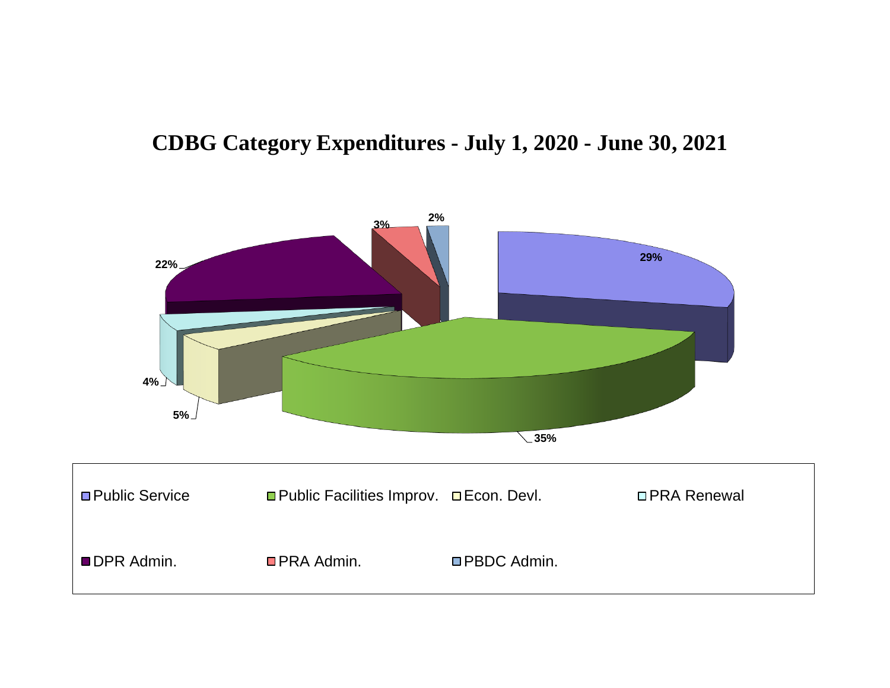# CDBG Category Expenditures - July 1, 2020 - June 30, 2021

| Category | Percentage |
|---|---|
| Public Service | 29% |
| Public Facilities Improv. | 35% |
| Econ. Devl. | 5% |
| PRA Renewal | 4% |
| DPR Admin. | 22% |
| PRA Admin. | 3% |
| PBDC Admin. | 2% |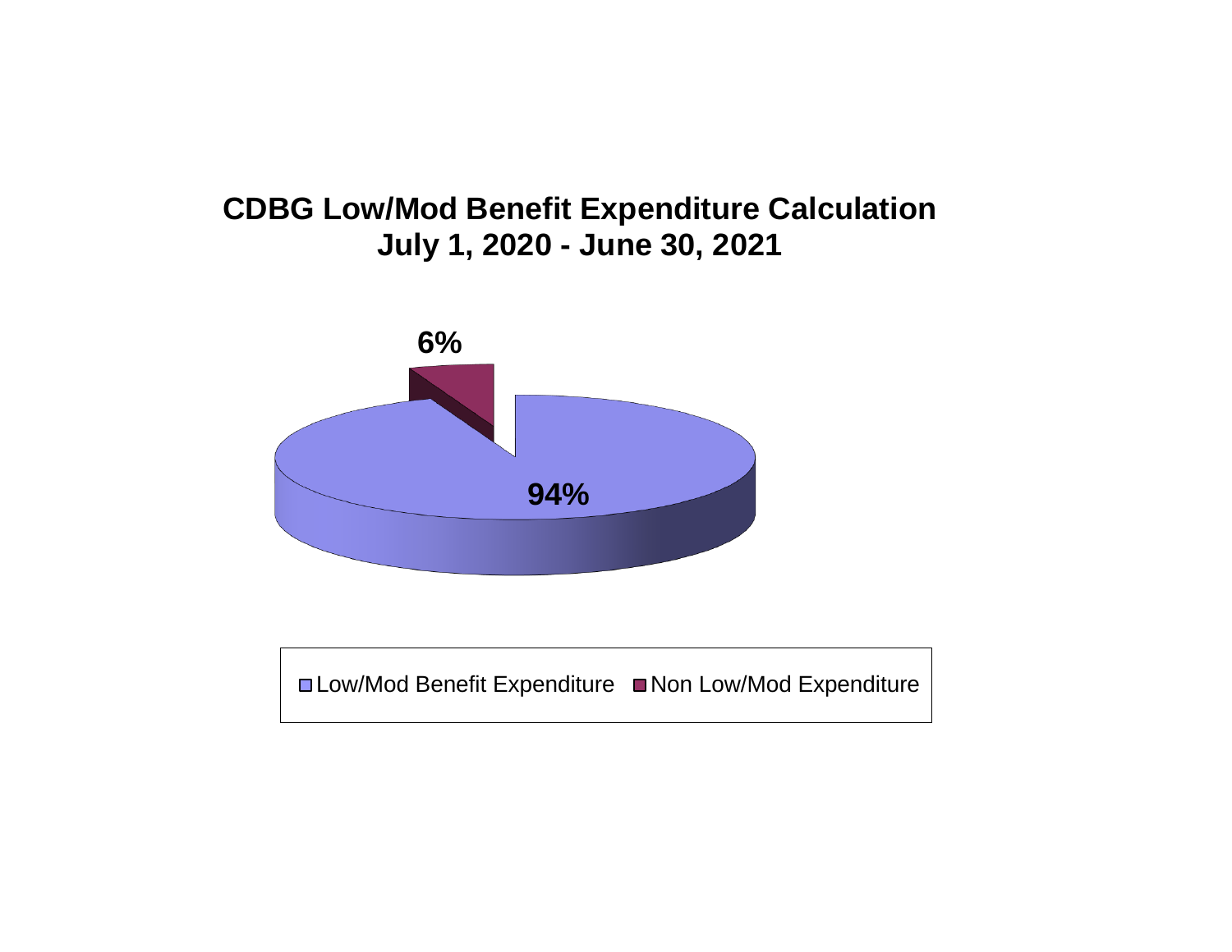# CDBG Low/Mod Benefit Expenditure Calculation
## July 1, 2020 - June 30, 2021

6%

94%

Low/Mod Benefit Expenditure Non Low/Mod Expenditure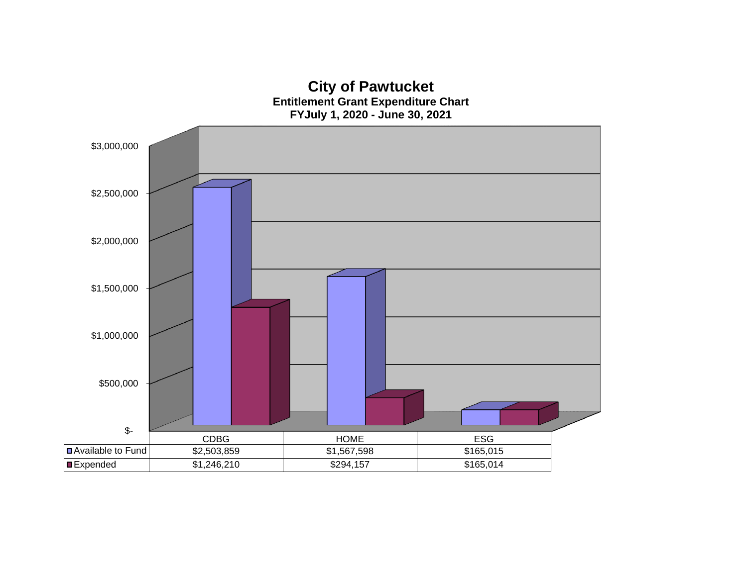# City of Pawtucket

**Entitlement Grant Expenditure Chart**

**FYJuly 1, 2020 - June 30, 2021**

$3,000,000
$2,500,000
$2,000,000
$1,500,000
$1,000,000
$500,000
$-

CDBG
HOME
ESG

Available to Fund
$2,503,859
$1,567,598
$165,015

Expended
$1,246,210
$294,157
$165,014